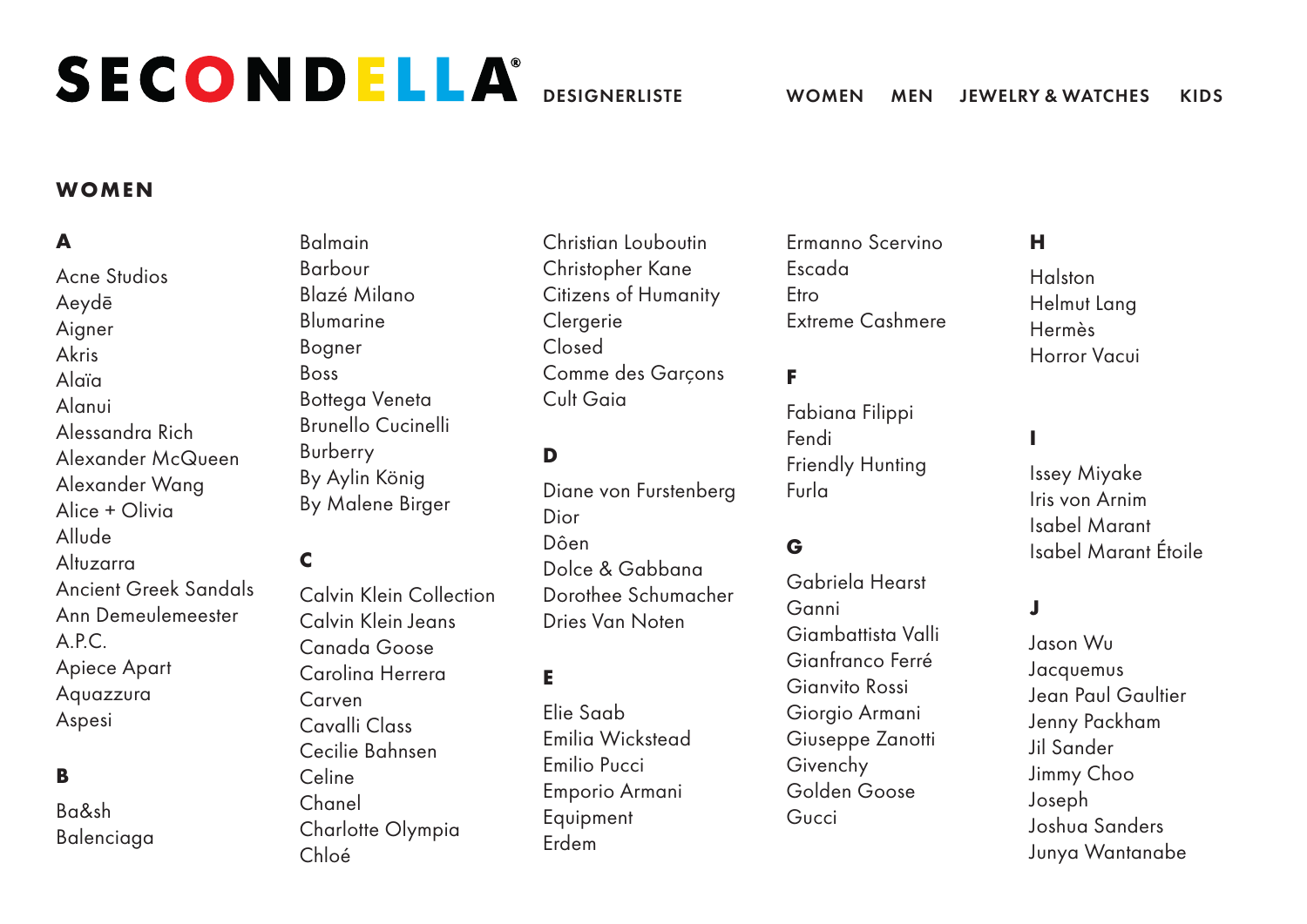# SECONDELLA®

DESIGNERLISTE

WOMEN MEN JEWELRY & WATCHES KIDS

## WOMEN

### A

Acne Studios
Aeydē
Aigner
Akris
Alaïa
Alanui
Alessandra Rich
Alexander McQueen
Alexander Wang
Alice + Olivia
Allude
Altuzarra
Ancient Greek Sandals
Ann Demeulemeester
A.P.C.
Apiece Apart
Aquazzura
Aspesi

### B

Ba&sh
Balenciaga
Balmain
Barbour
Blazé Milano
Blumarine
Bogner
Boss
Bottega Veneta
Brunello Cucinelli
Burberry
By Aylin König
By Malene Birger

### C

Calvin Klein Collection
Calvin Klein Jeans
Canada Goose
Carolina Herrera
Carven
Cavalli Class
Cecilie Bahnsen
Celine
Chanel
Charlotte Olympia
Chloé
Christian Louboutin
Christopher Kane
Citizens of Humanity
Clergerie
Closed
Comme des Garçons
Cult Gaia

### D

Diane von Furstenberg
Dior
Dôen
Dolce & Gabbana
Dorothee Schumacher
Dries Van Noten

### E

Elie Saab
Emilia Wickstead
Emilio Pucci
Emporio Armani
Equipment
Erdem
Ermanno Scervino
Escada
Etro
Extreme Cashmere

### F

Fabiana Filippi
Fendi
Friendly Hunting
Furla

### G

Gabriela Hearst
Ganni
Giambattista Valli
Gianfranco Ferré
Gianvito Rossi
Giorgio Armani
Giuseppe Zanotti
Givenchy
Golden Goose
Gucci

### H

Halston
Helmut Lang
Hermès
Horror Vacui

### I

Issey Miyake
Iris von Arnim
Isabel Marant
Isabel Marant Étoile

### J

Jason Wu
Jacquemus
Jean Paul Gaultier
Jenny Packham
Jil Sander
Jimmy Choo
Joseph
Joshua Sanders
Junya Wantanabe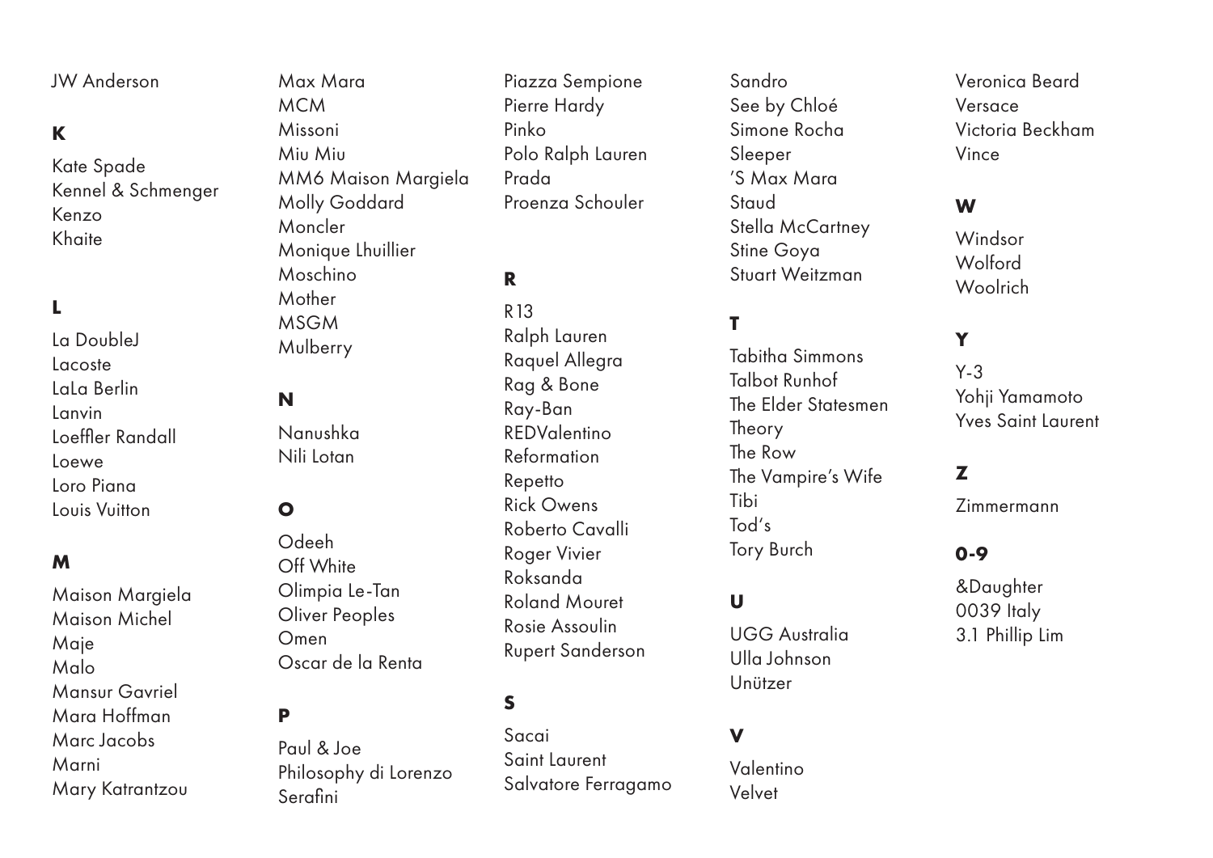JW Anderson

**K**

Kate Spade
Kennel & Schmenger
Kenzo
Khaite

**L**

La DoubleJ
Lacoste
LaLa Berlin
Lanvin
Loeffler Randall
Loewe
Loro Piana
Louis Vuitton

**M**

Maison Margiela
Maison Michel
Maje
Malo
Mansur Gavriel
Mara Hoffman
Marc Jacobs
Marni
Mary Katrantzou
Max Mara
MCM
Missoni
Miu Miu
MM6 Maison Margiela
Molly Goddard
Moncler
Monique Lhuillier
Moschino
Mother
MSGM
Mulberry

**N**

Nanushka
Nili Lotan

**O**

Odeeh
Off White
Olimpia Le-Tan
Oliver Peoples
Omen
Oscar de la Renta

**P**

Paul & Joe
Philosophy di Lorenzo Serafini
Piazza Sempione
Pierre Hardy
Pinko
Polo Ralph Lauren
Prada
Proenza Schouler

**R**

R13
Ralph Lauren
Raquel Allegra
Rag & Bone
Ray-Ban
REDValentino
Reformation
Repetto
Rick Owens
Roberto Cavalli
Roger Vivier
Roksanda
Roland Mouret
Rosie Assoulin
Rupert Sanderson

**S**

Sacai
Saint Laurent
Salvatore Ferragamo
Sandro
See by Chloé
Simone Rocha
Sleeper
'S Max Mara
Staud
Stella McCartney
Stine Goya
Stuart Weitzman

**T**

Tabitha Simmons
Talbot Runhof
The Elder Statesmen
Theory
The Row
The Vampire's Wife
Tibi
Tod's
Tory Burch

**U**

UGG Australia
Ulla Johnson
Unützer

**V**

Valentino
Velvet
Veronica Beard
Versace
Victoria Beckham
Vince

**W**

Windsor
Wolford
Woolrich

**Y**

Y-3
Yohji Yamamoto
Yves Saint Laurent

**Z**

Zimmermann

**0-9**

&Daughter
0039 Italy
3.1 Phillip Lim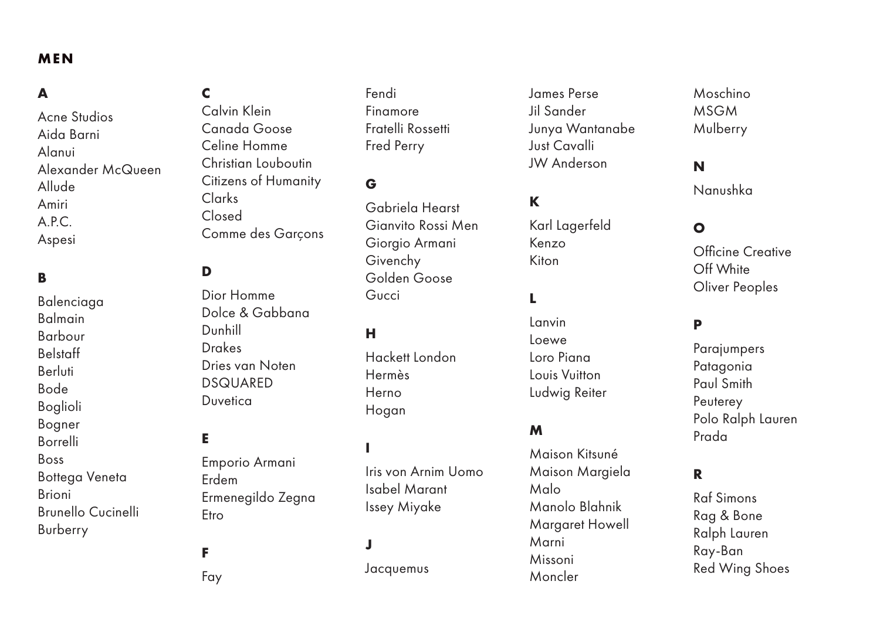## MEN

### A

Acne Studios
Aida Barni
Alanui
Alexander McQueen
Allude
Amiri
A.P.C.
Aspesi

### B

Balenciaga
Balmain
Barbour
Belstaff
Berluti
Bode
Boglioli
Bogner
Borrelli
Boss
Bottega Veneta
Brioni
Brunello Cucinelli
Burberry

### C

Calvin Klein
Canada Goose
Celine Homme
Christian Louboutin
Citizens of Humanity
Clarks
Closed
Comme des Garçons

### D

Dior Homme
Dolce & Gabbana
Dunhill
Drakes
Dries van Noten
DSQUARED
Duvetica

### E

Emporio Armani
Erdem
Ermenegildo Zegna
Etro

### F

Fay
Fendi
Finamore
Fratelli Rossetti
Fred Perry

### G

Gabriela Hearst
Gianvito Rossi Men
Giorgio Armani
Givenchy
Golden Goose
Gucci

### H

Hackett London
Hermès
Herno
Hogan

### I

Iris von Arnim Uomo
Isabel Marant
Issey Miyake

### J

Jacquemus
James Perse
Jil Sander
Junya Wantanabe
Just Cavalli
JW Anderson

### K

Karl Lagerfeld
Kenzo
Kiton

### L

Lanvin
Loewe
Loro Piana
Louis Vuitton
Ludwig Reiter

### M

Maison Kitsuné
Maison Margiela
Malo
Manolo Blahnik
Margaret Howell
Marni
Missoni
Moncler
Moschino
MSGM
Mulberry

### N

Nanushka

### O

Officine Creative
Off White
Oliver Peoples

### P

Parajumpers
Patagonia
Paul Smith
Peuterey
Polo Ralph Lauren
Prada

### R

Raf Simons
Rag & Bone
Ralph Lauren
Ray-Ban
Red Wing Shoes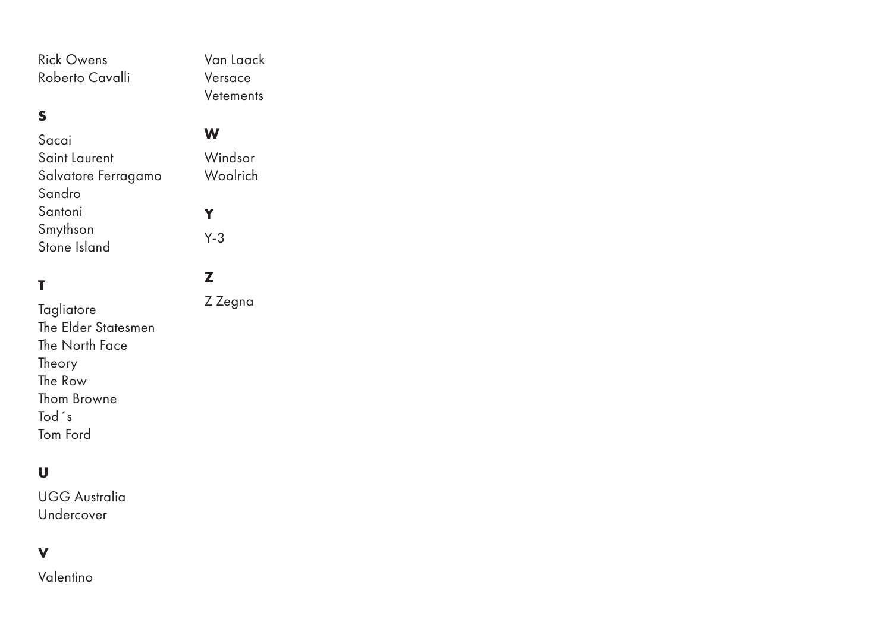Rick Owens
Roberto Cavalli

**S**

Sacai
Saint Laurent
Salvatore Ferragamo
Sandro
Santoni
Smythson
Stone Island

**T**

Tagliatore
The Elder Statesmen
The North Face
Theory
The Row
Thom Browne
Tod´s
Tom Ford

**U**

UGG Australia
Undercover

**V**

Valentino
Van Laack
Versace
Vetements

**W**

Windsor
Woolrich

**Y**

Y-3

**Z**

Z Zegna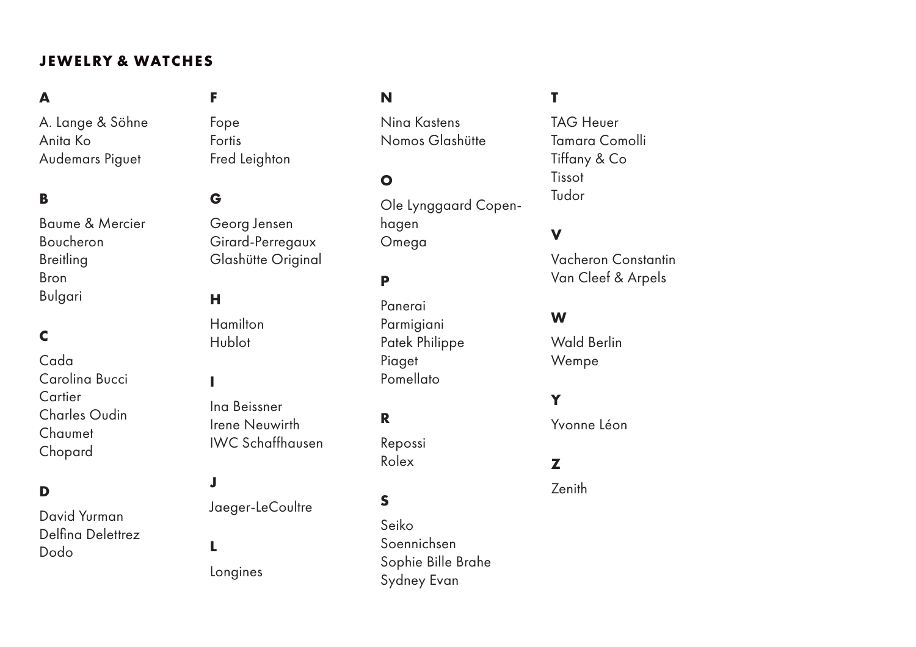## JEWELRY & WATCHES

### A

A. Lange & Söhne
Anita Ko
Audemars Piguet

### B

Baume & Mercier
Boucheron
Breitling
Bron
Bulgari

### C

Cada
Carolina Bucci
Cartier
Charles Oudin
Chaumet
Chopard

### D

David Yurman
Delfina Delettrez
Dodo

### F

Fope
Fortis
Fred Leighton

### G

Georg Jensen
Girard-Perregaux
Glashütte Original

### H

Hamilton
Hublot

### I

Ina Beissner
Irene Neuwirth
IWC Schaffhausen

### J

Jaeger-LeCoultre

### L

Longines

### N

Nina Kastens
Nomos Glashütte

### O

Ole Lynggaard Copenhagen
Omega

### P

Panerai
Parmigiani
Patek Philippe
Piaget
Pomellato

### R

Repossi
Rolex

### S

Seiko
Soennichsen
Sophie Bille Brahe
Sydney Evan

### T

TAG Heuer
Tamara Comolli
Tiffany & Co
Tissot
Tudor

### V

Vacheron Constantin
Van Cleef & Arpels

### W

Wald Berlin
Wempe

### Y

Yvonne Léon

### Z

Zenith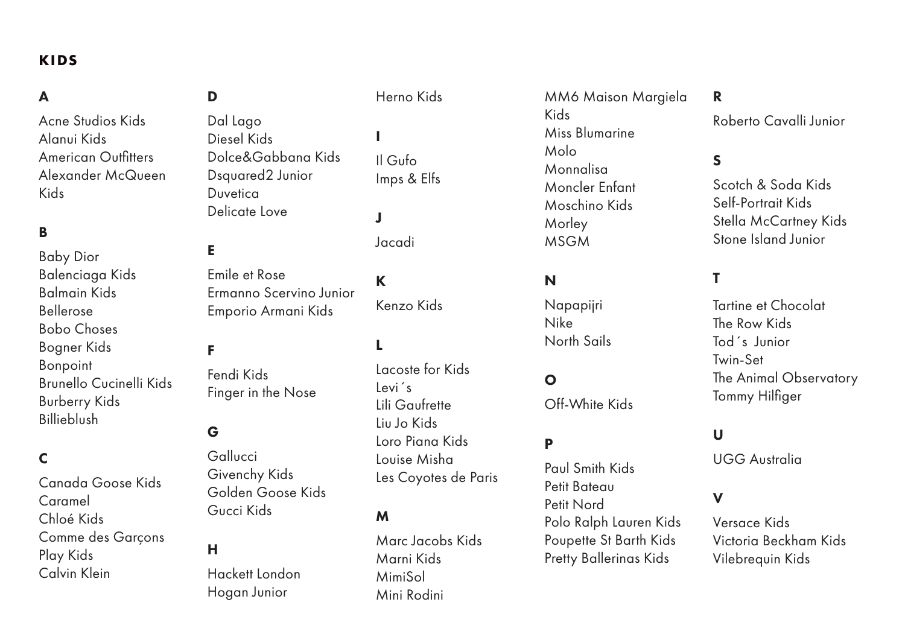## KIDS

### A

Acne Studios Kids
Alanui Kids
American Outfitters
Alexander McQueen Kids

### B

Baby Dior
Balenciaga Kids
Balmain Kids
Bellerose
Bobo Choses
Bogner Kids
Bonpoint
Brunello Cucinelli Kids
Burberry Kids
Billieblush

### C

Canada Goose Kids
Caramel
Chloé Kids
Comme des Garçons Play Kids
Calvin Klein

### D

Dal Lago
Diesel Kids
Dolce&Gabbana Kids
Dsquared2 Junior
Duvetica
Delicate Love

### E

Emile et Rose
Ermanno Scervino Junior
Emporio Armani Kids

### F

Fendi Kids
Finger in the Nose

### G

Gallucci
Givenchy Kids
Golden Goose Kids
Gucci Kids

### H

Hackett London
Hogan Junior
Herno Kids

### I

Il Gufo
Imps & Elfs

### J

Jacadi

### K

Kenzo Kids

### L

Lacoste for Kids
Levi´s
Lili Gaufrette
Liu Jo Kids
Loro Piana Kids
Louise Misha
Les Coyotes de Paris

### M

Marc Jacobs Kids
Marni Kids
MimiSol
Mini Rodini
MM6 Maison Margiela Kids
Miss Blumarine
Molo
Monnalisa
Moncler Enfant
Moschino Kids
Morley
MSGM

### N

Napapijri
Nike
North Sails

### O

Off-White Kids

### P

Paul Smith Kids
Petit Bateau
Petit Nord
Polo Ralph Lauren Kids
Poupette St Barth Kids
Pretty Ballerinas Kids

### R

Roberto Cavalli Junior

### S

Scotch & Soda Kids
Self-Portrait Kids
Stella McCartney Kids
Stone Island Junior

### T

Tartine et Chocolat
The Row Kids
Tod´s Junior
Twin-Set
The Animal Observatory
Tommy Hilfiger

### U

UGG Australia

### V

Versace Kids
Victoria Beckham Kids
Vilebrequin Kids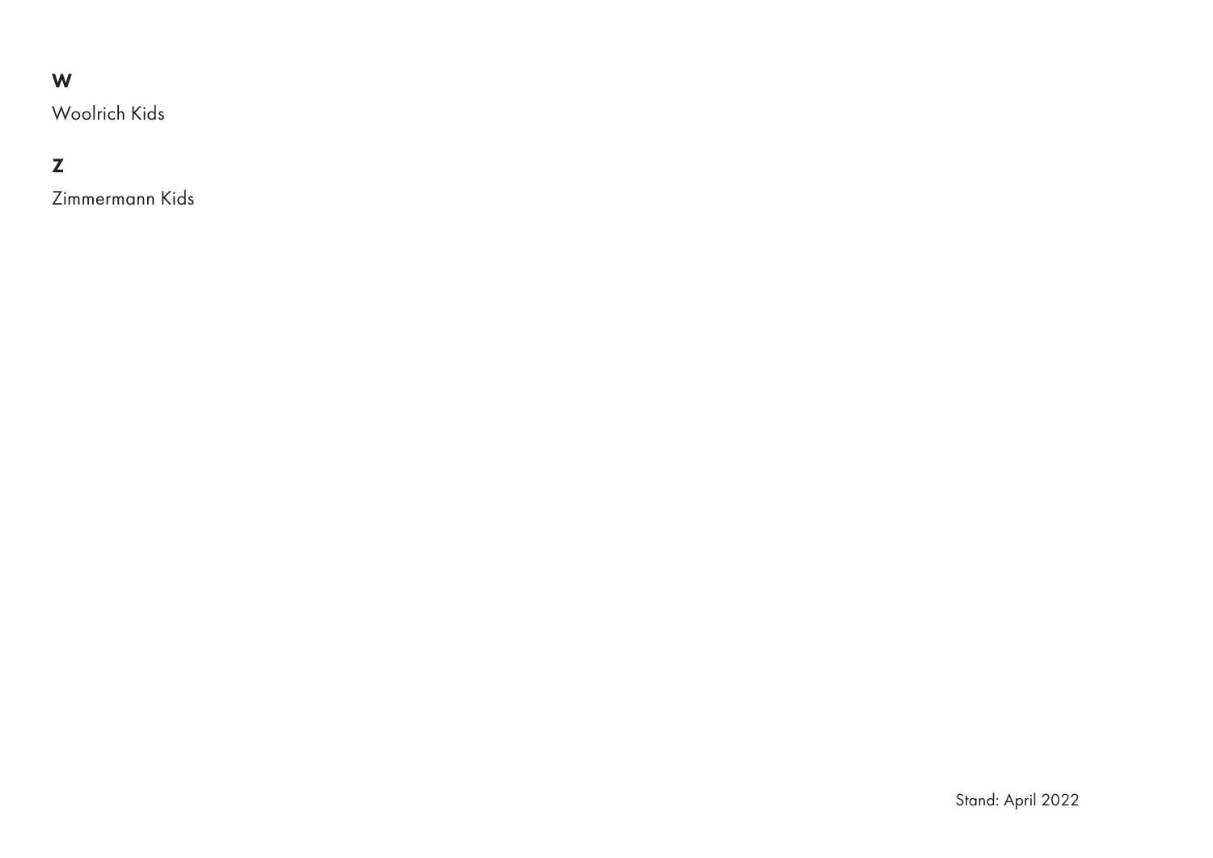**W**

Woolrich Kids

**Z**

Zimmermann Kids

Stand: April 2022